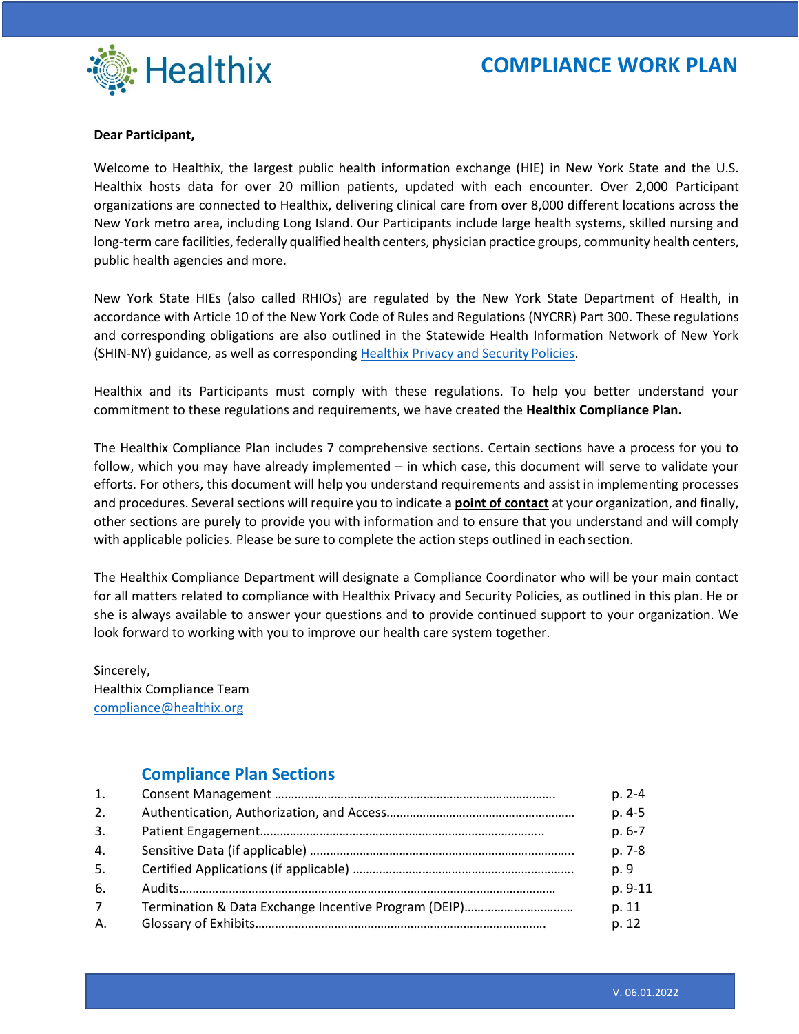# COMPLIANCE WORK PLAN

**Dear Participant,**

Welcome to Healthix, the largest public health information exchange (HIE) in New York State and the U.S. Healthix hosts data for over 20 million patients, updated with each encounter. Over 2,000 Participant organizations are connected to Healthix, delivering clinical care from over 8,000 different locations across the New York metro area, including Long Island. Our Participants include large health systems, skilled nursing and long-term care facilities, federally qualified health centers, physician practice groups, community health centers, public health agencies and more.

New York State HIEs (also called RHIOs) are regulated by the New York State Department of Health, in accordance with Article 10 of the New York Code of Rules and Regulations (NYCRR) Part 300. These regulations and corresponding obligations are also outlined in the Statewide Health Information Network of New York (SHIN-NY) guidance, as well as corresponding Healthix Privacy and Security Policies.

Healthix and its Participants must comply with these regulations. To help you better understand your commitment to these regulations and requirements, we have created the **Healthix Compliance Plan.**

The Healthix Compliance Plan includes 7 comprehensive sections. Certain sections have a process for you to follow, which you may have already implemented – in which case, this document will serve to validate your efforts. For others, this document will help you understand requirements and assist in implementing processes and procedures. Several sections will require you to indicate a **point of contact** at your organization, and finally, other sections are purely to provide you with information and to ensure that you understand and will comply with applicable policies. Please be sure to complete the action steps outlined in each section.

The Healthix Compliance Department will designate a Compliance Coordinator who will be your main contact for all matters related to compliance with Healthix Privacy and Security Policies, as outlined in this plan. He or she is always available to answer your questions and to provide continued support to your organization. We look forward to working with you to improve our health care system together.

Sincerely,
Healthix Compliance Team
compliance@healthix.org

## Compliance Plan Sections

| | | |
|---|---|---|
| 1. | Consent Management | p. 2-4 |
| 2. | Authentication, Authorization, and Access | p. 4-5 |
| 3. | Patient Engagement | p. 6-7 |
| 4. | Sensitive Data (if applicable) | p. 7-8 |
| 5. | Certified Applications (if applicable) | p. 9 |
| 6. | Audits | p. 9-11 |
| 7 | Termination & Data Exchange Incentive Program (DEIP) | p. 11 |
| A. | Glossary of Exhibits | p. 12 |

V. 06.01.2022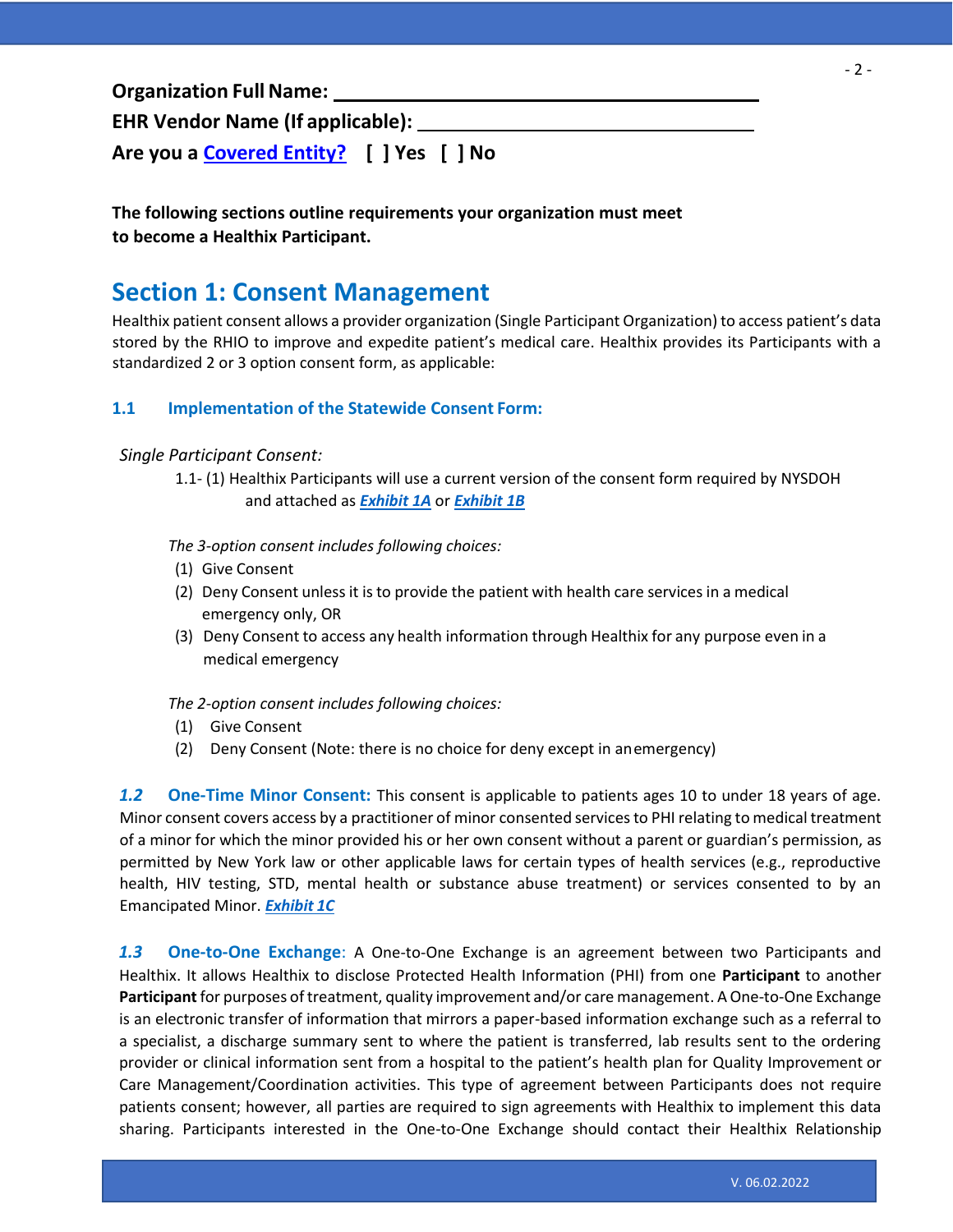**Organization Full Name:** ________________________________

**EHR Vendor Name (If applicable):** ____________________________

**Are you a Covered Entity?** [ ] Yes [ ] No

**The following sections outline requirements your organization must meet to become a Healthix Participant.**

## Section 1: Consent Management

Healthix patient consent allows a provider organization (Single Participant Organization) to access patient's data stored by the RHIO to improve and expedite patient's medical care. Healthix provides its Participants with a standardized 2 or 3 option consent form, as applicable:

### 1.1 Implementation of the Statewide Consent Form:

*Single Participant Consent:*

1.1- (1) Healthix Participants will use a current version of the consent form required by NYSDOH and attached as ***Exhibit 1A*** or ***Exhibit 1B***

*The 3-option consent includes following choices:*

(1) Give Consent
(2) Deny Consent unless it is to provide the patient with health care services in a medical emergency only, OR
(3) Deny Consent to access any health information through Healthix for any purpose even in a medical emergency

*The 2-option consent includes following choices:*

(1) Give Consent
(2) Deny Consent (Note: there is no choice for deny except in an emergency)

***1.2*** **One-Time Minor Consent:** This consent is applicable to patients ages 10 to under 18 years of age. Minor consent covers access by a practitioner of minor consented services to PHI relating to medical treatment of a minor for which the minor provided his or her own consent without a parent or guardian's permission, as permitted by New York law or other applicable laws for certain types of health services (e.g., reproductive health, HIV testing, STD, mental health or substance abuse treatment) or services consented to by an Emancipated Minor. ***Exhibit 1C***

***1.3*** **One-to-One Exchange**: A One-to-One Exchange is an agreement between two Participants and Healthix. It allows Healthix to disclose Protected Health Information (PHI) from one **Participant** to another **Participant** for purposes of treatment, quality improvement and/or care management. A One-to-One Exchange is an electronic transfer of information that mirrors a paper-based information exchange such as a referral to a specialist, a discharge summary sent to where the patient is transferred, lab results sent to the ordering provider or clinical information sent from a hospital to the patient's health plan for Quality Improvement or Care Management/Coordination activities. This type of agreement between Participants does not require patients consent; however, all parties are required to sign agreements with Healthix to implement this data sharing. Participants interested in the One-to-One Exchange should contact their Healthix Relationship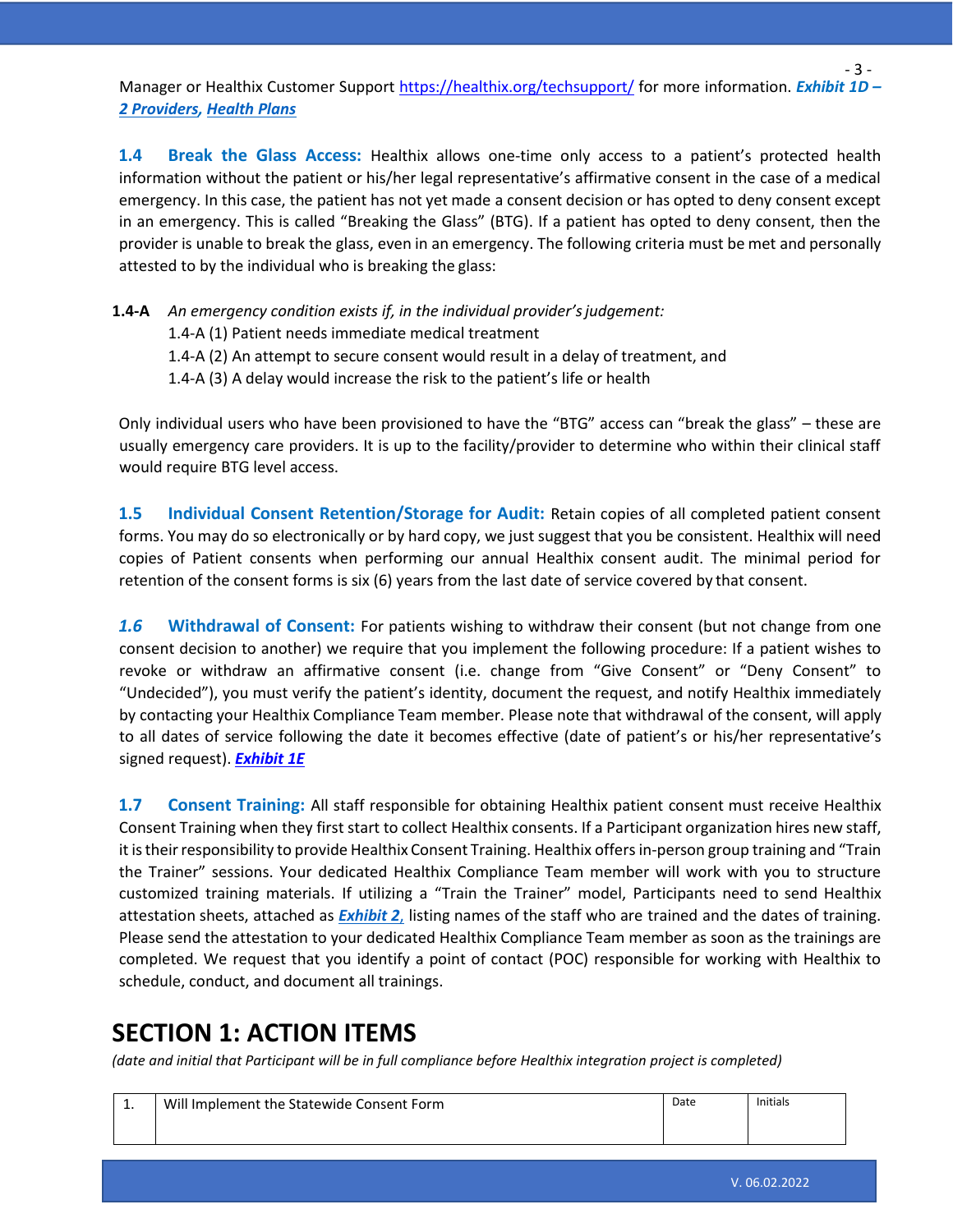Manager or Healthix Customer Support https://healthix.org/techsupport/ for more information. ***Exhibit 1D – 2 Providers, Health Plans***

**1.4 Break the Glass Access:** Healthix allows one-time only access to a patient's protected health information without the patient or his/her legal representative's affirmative consent in the case of a medical emergency. In this case, the patient has not yet made a consent decision or has opted to deny consent except in an emergency. This is called "Breaking the Glass" (BTG). If a patient has opted to deny consent, then the provider is unable to break the glass, even in an emergency. The following criteria must be met and personally attested to by the individual who is breaking the glass:

**1.4-A** *An emergency condition exists if, in the individual provider's judgement:*

1.4-A (1) Patient needs immediate medical treatment

1.4-A (2) An attempt to secure consent would result in a delay of treatment, and

1.4-A (3) A delay would increase the risk to the patient's life or health

Only individual users who have been provisioned to have the "BTG" access can "break the glass" – these are usually emergency care providers. It is up to the facility/provider to determine who within their clinical staff would require BTG level access.

**1.5 Individual Consent Retention/Storage for Audit:** Retain copies of all completed patient consent forms. You may do so electronically or by hard copy, we just suggest that you be consistent. Healthix will need copies of Patient consents when performing our annual Healthix consent audit. The minimal period for retention of the consent forms is six (6) years from the last date of service covered by that consent.

***1.6*** **Withdrawal of Consent:** For patients wishing to withdraw their consent (but not change from one consent decision to another) we require that you implement the following procedure: If a patient wishes to revoke or withdraw an affirmative consent (i.e. change from "Give Consent" or "Deny Consent" to "Undecided"), you must verify the patient's identity, document the request, and notify Healthix immediately by contacting your Healthix Compliance Team member. Please note that withdrawal of the consent, will apply to all dates of service following the date it becomes effective (date of patient's or his/her representative's signed request). ***Exhibit 1E***

**1.7 Consent Training:** All staff responsible for obtaining Healthix patient consent must receive Healthix Consent Training when they first start to collect Healthix consents. If a Participant organization hires new staff, it is their responsibility to provide Healthix Consent Training. Healthix offers in-person group training and "Train the Trainer" sessions. Your dedicated Healthix Compliance Team member will work with you to structure customized training materials. If utilizing a "Train the Trainer" model, Participants need to send Healthix attestation sheets, attached as ***Exhibit 2,*** listing names of the staff who are trained and the dates of training. Please send the attestation to your dedicated Healthix Compliance Team member as soon as the trainings are completed. We request that you identify a point of contact (POC) responsible for working with Healthix to schedule, conduct, and document all trainings.

## SECTION 1: ACTION ITEMS

*(date and initial that Participant will be in full compliance before Healthix integration project is completed)*

| 1. | Will Implement the Statewide Consent Form | Date | Initials |
|---|---|---|---|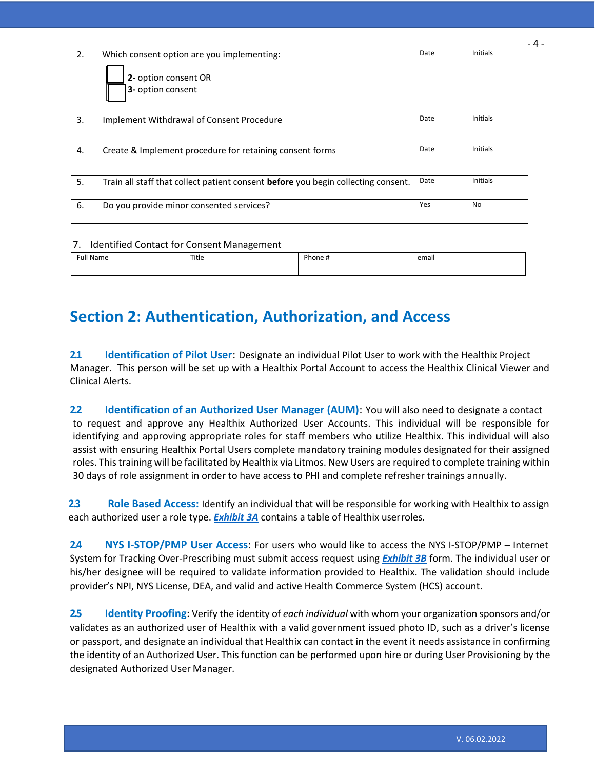| | | | |
|---|---|---|---|
| 2. | Which consent option are you implementing:<br><br>☐ **2-** option consent OR<br>☐ **3-** option consent | Date | Initials |
| 3. | Implement Withdrawal of Consent Procedure | Date | Initials |
| 4. | Create & Implement procedure for retaining consent forms | Date | Initials |
| 5. | Train all staff that collect patient consent **before** you begin collecting consent. | Date | Initials |
| 6. | Do you provide minor consented services? | Yes | No |

7. Identified Contact for Consent Management

| Full Name | Title | Phone # | email |
|---|---|---|---|
| | | | |

## Section 2: Authentication, Authorization, and Access

**2.1 Identification of Pilot User**: Designate an individual Pilot User to work with the Healthix Project Manager. This person will be set up with a Healthix Portal Account to access the Healthix Clinical Viewer and Clinical Alerts.

**2.2 Identification of an Authorized User Manager (AUM)**: You will also need to designate a contact to request and approve any Healthix Authorized User Accounts. This individual will be responsible for identifying and approving appropriate roles for staff members who utilize Healthix. This individual will also assist with ensuring Healthix Portal Users complete mandatory training modules designated for their assigned roles. This training will be facilitated by Healthix via Litmos. New Users are required to complete training within 30 days of role assignment in order to have access to PHI and complete refresher trainings annually.

**2.3 Role Based Access:** Identify an individual that will be responsible for working with Healthix to assign each authorized user a role type. ***Exhibit 3A*** contains a table of Healthix userroles.

**2.4 NYS I-STOP/PMP User Access**: For users who would like to access the NYS I-STOP/PMP – Internet System for Tracking Over-Prescribing must submit access request using ***Exhibit 3B*** form. The individual user or his/her designee will be required to validate information provided to Healthix. The validation should include provider's NPI, NYS License, DEA, and valid and active Health Commerce System (HCS) account.

**2.5 Identity Proofing**: Verify the identity of *each individual* with whom your organization sponsors and/or validates as an authorized user of Healthix with a valid government issued photo ID, such as a driver's license or passport, and designate an individual that Healthix can contact in the event it needs assistance in confirming the identity of an Authorized User. This function can be performed upon hire or during User Provisioning by the designated Authorized User Manager.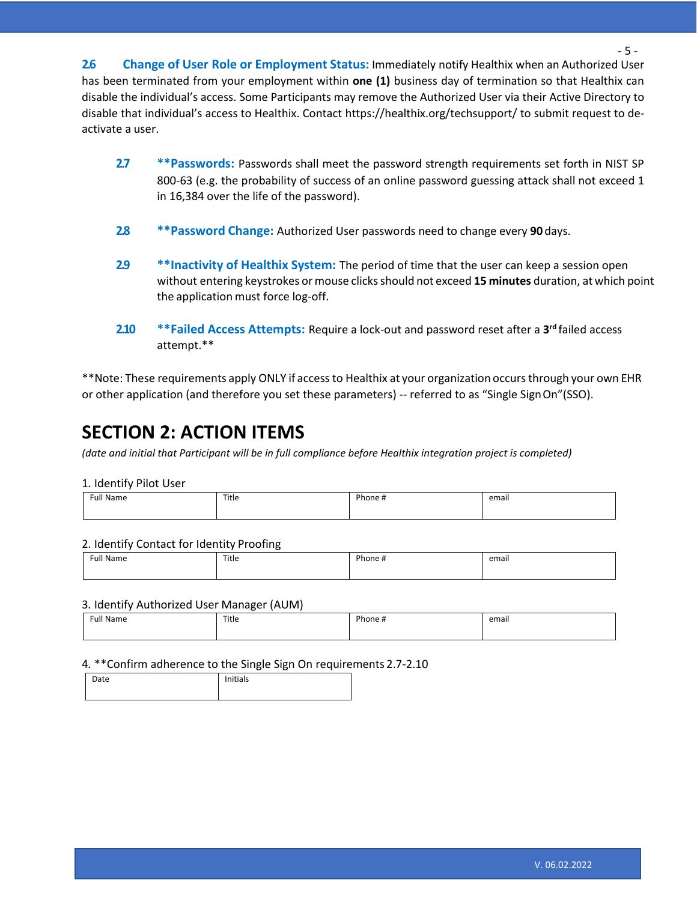**2.6 Change of User Role or Employment Status:** Immediately notify Healthix when an Authorized User has been terminated from your employment within **one (1)** business day of termination so that Healthix can disable the individual's access. Some Participants may remove the Authorized User via their Active Directory to disable that individual's access to Healthix. Contact https://healthix.org/techsupport/ to submit request to de-activate a user.

**2.7 **Passwords:** Passwords shall meet the password strength requirements set forth in NIST SP 800-63 (e.g. the probability of success of an online password guessing attack shall not exceed 1 in 16,384 over the life of the password).

**2.8 **Password Change:** Authorized User passwords need to change every **90** days.

**2.9 **Inactivity of Healthix System:** The period of time that the user can keep a session open without entering keystrokes or mouse clicks should not exceed **15 minutes** duration, at which point the application must force log-off.

**2.10 **Failed Access Attempts:** Require a lock-out and password reset after a **3rd** failed access attempt.**

**Note: These requirements apply ONLY if access to Healthix at your organization occurs through your own EHR or other application (and therefore you set these parameters) -- referred to as "Single Sign On"(SSO).

# SECTION 2: ACTION ITEMS

*(date and initial that Participant will be in full compliance before Healthix integration project is completed)*

1. Identify Pilot User

| Full Name | Title | Phone # | email |
|---|---|---|---|
| | | | |

2. Identify Contact for Identity Proofing

| Full Name | Title | Phone # | email |
|---|---|---|---|
| | | | |

3. Identify Authorized User Manager (AUM)

| Full Name | Title | Phone # | email |
|---|---|---|---|
| | | | |

4. **Confirm adherence to the Single Sign On requirements 2.7-2.10

| Date | Initials |
|---|---|
| | |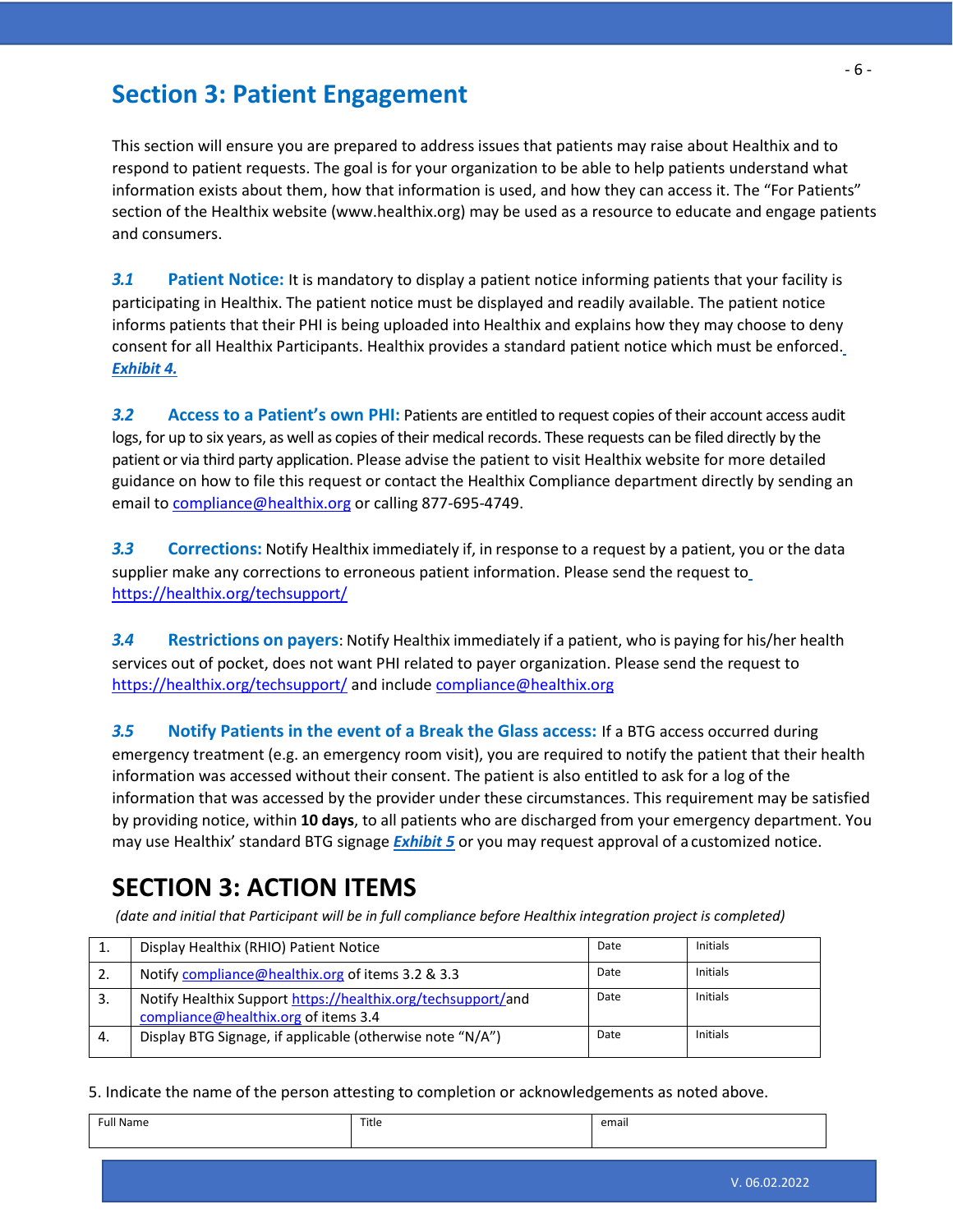## Section 3: Patient Engagement

This section will ensure you are prepared to address issues that patients may raise about Healthix and to respond to patient requests. The goal is for your organization to be able to help patients understand what information exists about them, how that information is used, and how they can access it. The "For Patients" section of the Healthix website (www.healthix.org) may be used as a resource to educate and engage patients and consumers.

***3.1*** **Patient Notice:** It is mandatory to display a patient notice informing patients that your facility is participating in Healthix. The patient notice must be displayed and readily available. The patient notice informs patients that their PHI is being uploaded into Healthix and explains how they may choose to deny consent for all Healthix Participants. Healthix provides a standard patient notice which must be enforced. ***Exhibit 4.***

***3.2*** **Access to a Patient's own PHI:** Patients are entitled to request copies of their account access audit logs, for up to six years, as well as copies of their medical records. These requests can be filed directly by the patient or via third party application. Please advise the patient to visit Healthix website for more detailed guidance on how to file this request or contact the Healthix Compliance department directly by sending an email to compliance@healthix.org or calling 877-695-4749.

***3.3*** **Corrections:** Notify Healthix immediately if, in response to a request by a patient, you or the data supplier make any corrections to erroneous patient information. Please send the request to https://healthix.org/techsupport/

***3.4*** **Restrictions on payers**: Notify Healthix immediately if a patient, who is paying for his/her health services out of pocket, does not want PHI related to payer organization. Please send the request to https://healthix.org/techsupport/ and include compliance@healthix.org

***3.5*** **Notify Patients in the event of a Break the Glass access:** If a BTG access occurred during emergency treatment (e.g. an emergency room visit), you are required to notify the patient that their health information was accessed without their consent. The patient is also entitled to ask for a log of the information that was accessed by the provider under these circumstances. This requirement may be satisfied by providing notice, within **10 days**, to all patients who are discharged from your emergency department. You may use Healthix' standard BTG signage ***Exhibit 5*** or you may request approval of a customized notice.

## SECTION 3: ACTION ITEMS

*(date and initial that Participant will be in full compliance before Healthix integration project is completed)*

| | | | |
|---|---|---|---|
| 1. | Display Healthix (RHIO) Patient Notice | Date | Initials |
| 2. | Notify compliance@healthix.org of items 3.2 & 3.3 | Date | Initials |
| 3. | Notify Healthix Support https://healthix.org/techsupport/and compliance@healthix.org of items 3.4 | Date | Initials |
| 4. | Display BTG Signage, if applicable (otherwise note "N/A") | Date | Initials |

5. Indicate the name of the person attesting to completion or acknowledgements as noted above.

| Full Name | Title | email |
|---|---|---|
| | | |

V. 06.02.2022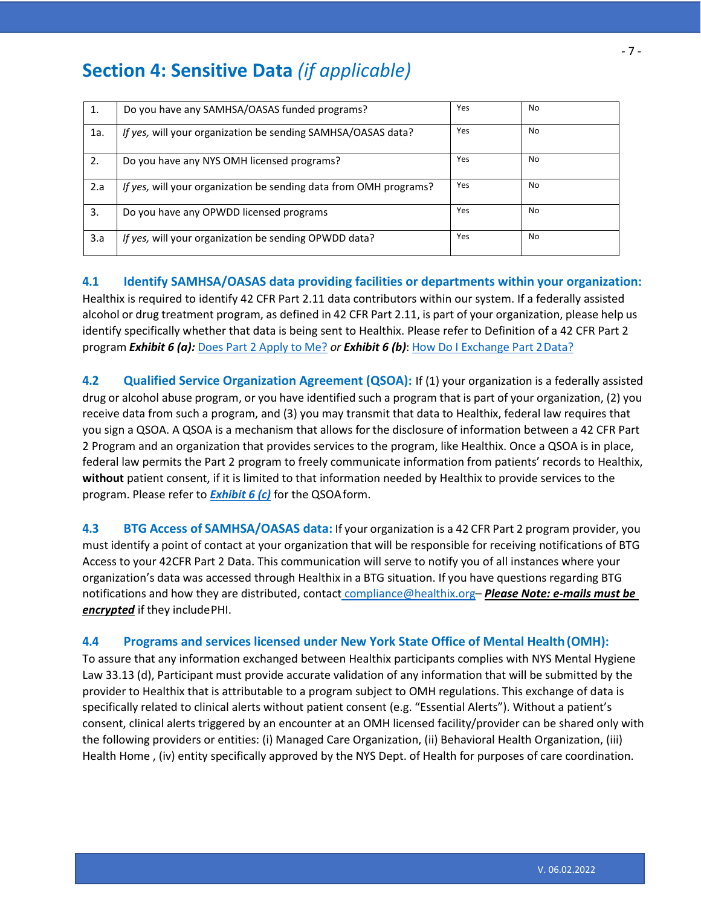## Section 4: Sensitive Data *(if applicable)*

| | | | |
|---|---|---|---|
| 1. | Do you have any SAMHSA/OASAS funded programs? | Yes | No |
| 1a. | *If yes,* will your organization be sending SAMHSA/OASAS data? | Yes | No |
| 2. | Do you have any NYS OMH licensed programs? | Yes | No |
| 2.a | *If yes,* will your organization be sending data from OMH programs? | Yes | No |
| 3. | Do you have any OPWDD licensed programs | Yes | No |
| 3.a | *If yes,* will your organization be sending OPWDD data? | Yes | No |

### 4.1 Identify SAMHSA/OASAS data providing facilities or departments within your organization:

Healthix is required to identify 42 CFR Part 2.11 data contributors within our system. If a federally assisted alcohol or drug treatment program, as defined in 42 CFR Part 2.11, is part of your organization, please help us identify specifically whether that data is being sent to Healthix. Please refer to Definition of a 42 CFR Part 2 program ***Exhibit 6 (a):*** Does Part 2 Apply to Me? *or* ***Exhibit 6 (b)***: How Do I Exchange Part 2 Data?

### 4.2 Qualified Service Organization Agreement (QSOA):

If (1) your organization is a federally assisted drug or alcohol abuse program, or you have identified such a program that is part of your organization, (2) you receive data from such a program, and (3) you may transmit that data to Healthix, federal law requires that you sign a QSOA. A QSOA is a mechanism that allows for the disclosure of information between a 42 CFR Part 2 Program and an organization that provides services to the program, like Healthix. Once a QSOA is in place, federal law permits the Part 2 program to freely communicate information from patients' records to Healthix, **without** patient consent, if it is limited to that information needed by Healthix to provide services to the program. Please refer to ***Exhibit 6 (c)*** for the QSOA form.

### 4.3 BTG Access of SAMHSA/OASAS data:

If your organization is a 42 CFR Part 2 program provider, you must identify a point of contact at your organization that will be responsible for receiving notifications of BTG Access to your 42CFR Part 2 Data. This communication will serve to notify you of all instances where your organization's data was accessed through Healthix in a BTG situation. If you have questions regarding BTG notifications and how they are distributed, contact compliance@healthix.org– ***Please Note: e-mails must be encrypted*** if they include PHI.

### 4.4 Programs and services licensed under New York State Office of Mental Health (OMH):

To assure that any information exchanged between Healthix participants complies with NYS Mental Hygiene Law 33.13 (d), Participant must provide accurate validation of any information that will be submitted by the provider to Healthix that is attributable to a program subject to OMH regulations. This exchange of data is specifically related to clinical alerts without patient consent (e.g. "Essential Alerts"). Without a patient's consent, clinical alerts triggered by an encounter at an OMH licensed facility/provider can be shared only with the following providers or entities: (i) Managed Care Organization, (ii) Behavioral Health Organization, (iii) Health Home , (iv) entity specifically approved by the NYS Dept. of Health for purposes of care coordination.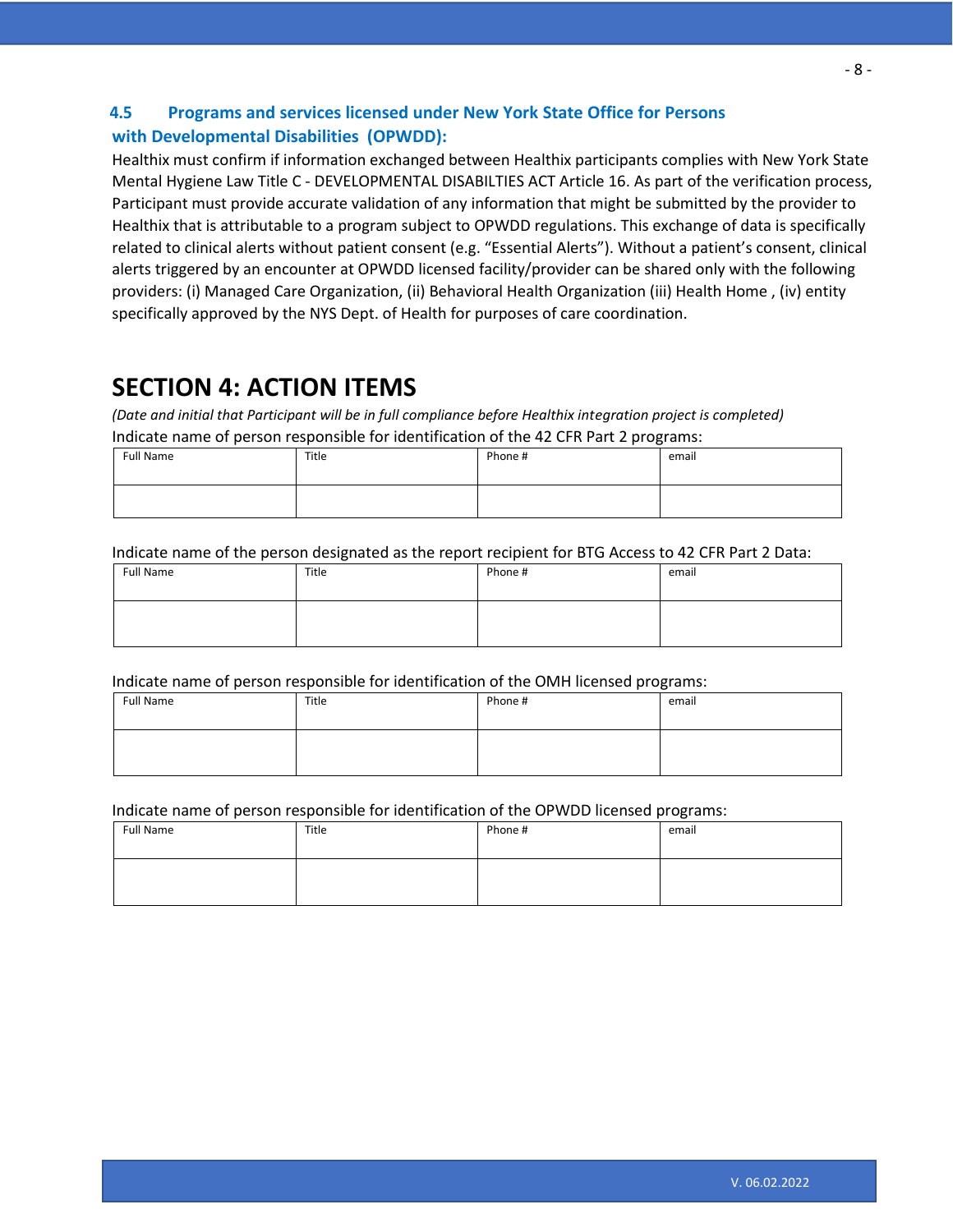### 4.5 Programs and services licensed under New York State Office for Persons with Developmental Disabilities (OPWDD):

Healthix must confirm if information exchanged between Healthix participants complies with New York State Mental Hygiene Law Title C - DEVELOPMENTAL DISABILTIES ACT Article 16. As part of the verification process, Participant must provide accurate validation of any information that might be submitted by the provider to Healthix that is attributable to a program subject to OPWDD regulations. This exchange of data is specifically related to clinical alerts without patient consent (e.g. "Essential Alerts"). Without a patient's consent, clinical alerts triggered by an encounter at OPWDD licensed facility/provider can be shared only with the following providers: (i) Managed Care Organization, (ii) Behavioral Health Organization (iii) Health Home , (iv) entity specifically approved by the NYS Dept. of Health for purposes of care coordination.

# SECTION 4: ACTION ITEMS

*(Date and initial that Participant will be in full compliance before Healthix integration project is completed)*

Indicate name of person responsible for identification of the 42 CFR Part 2 programs:

| Full Name | Title | Phone # | email |
|---|---|---|---|
| | | | |

Indicate name of the person designated as the report recipient for BTG Access to 42 CFR Part 2 Data:

| Full Name | Title | Phone # | email |
|---|---|---|---|
| | | | |

Indicate name of person responsible for identification of the OMH licensed programs:

| Full Name | Title | Phone # | email |
|---|---|---|---|
| | | | |

Indicate name of person responsible for identification of the OPWDD licensed programs:

| Full Name | Title | Phone # | email |
|---|---|---|---|
| | | | |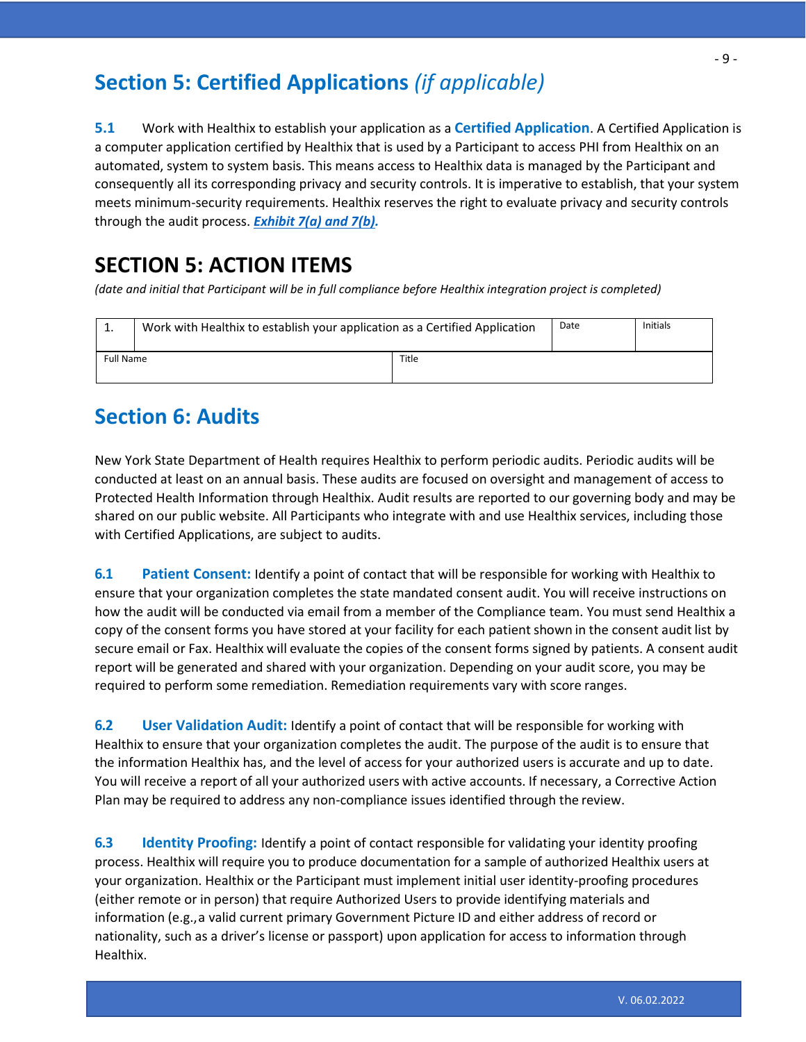## Section 5: Certified Applications *(if applicable)*

**5.1** Work with Healthix to establish your application as a **Certified Application**. A Certified Application is a computer application certified by Healthix that is used by a Participant to access PHI from Healthix on an automated, system to system basis. This means access to Healthix data is managed by the Participant and consequently all its corresponding privacy and security controls. It is imperative to establish, that your system meets minimum-security requirements. Healthix reserves the right to evaluate privacy and security controls through the audit process. ***Exhibit 7(a) and 7(b).***

## SECTION 5: ACTION ITEMS

*(date and initial that Participant will be in full compliance before Healthix integration project is completed)*

| 1. | Work with Healthix to establish your application as a Certified Application | Date | Initials |
|---|---|---|---|
| Full Name | | Title | |

## Section 6: Audits

New York State Department of Health requires Healthix to perform periodic audits. Periodic audits will be conducted at least on an annual basis. These audits are focused on oversight and management of access to Protected Health Information through Healthix. Audit results are reported to our governing body and may be shared on our public website. All Participants who integrate with and use Healthix services, including those with Certified Applications, are subject to audits.

**6.1 Patient Consent:** Identify a point of contact that will be responsible for working with Healthix to ensure that your organization completes the state mandated consent audit. You will receive instructions on how the audit will be conducted via email from a member of the Compliance team. You must send Healthix a copy of the consent forms you have stored at your facility for each patient shown in the consent audit list by secure email or Fax. Healthix will evaluate the copies of the consent forms signed by patients. A consent audit report will be generated and shared with your organization. Depending on your audit score, you may be required to perform some remediation. Remediation requirements vary with score ranges.

**6.2 User Validation Audit:** Identify a point of contact that will be responsible for working with Healthix to ensure that your organization completes the audit. The purpose of the audit is to ensure that the information Healthix has, and the level of access for your authorized users is accurate and up to date. You will receive a report of all your authorized users with active accounts. If necessary, a Corrective Action Plan may be required to address any non-compliance issues identified through the review.

**6.3 Identity Proofing:** Identify a point of contact responsible for validating your identity proofing process. Healthix will require you to produce documentation for a sample of authorized Healthix users at your organization. Healthix or the Participant must implement initial user identity-proofing procedures (either remote or in person) that require Authorized Users to provide identifying materials and information (e.g.,a valid current primary Government Picture ID and either address of record or nationality, such as a driver's license or passport) upon application for access to information through Healthix.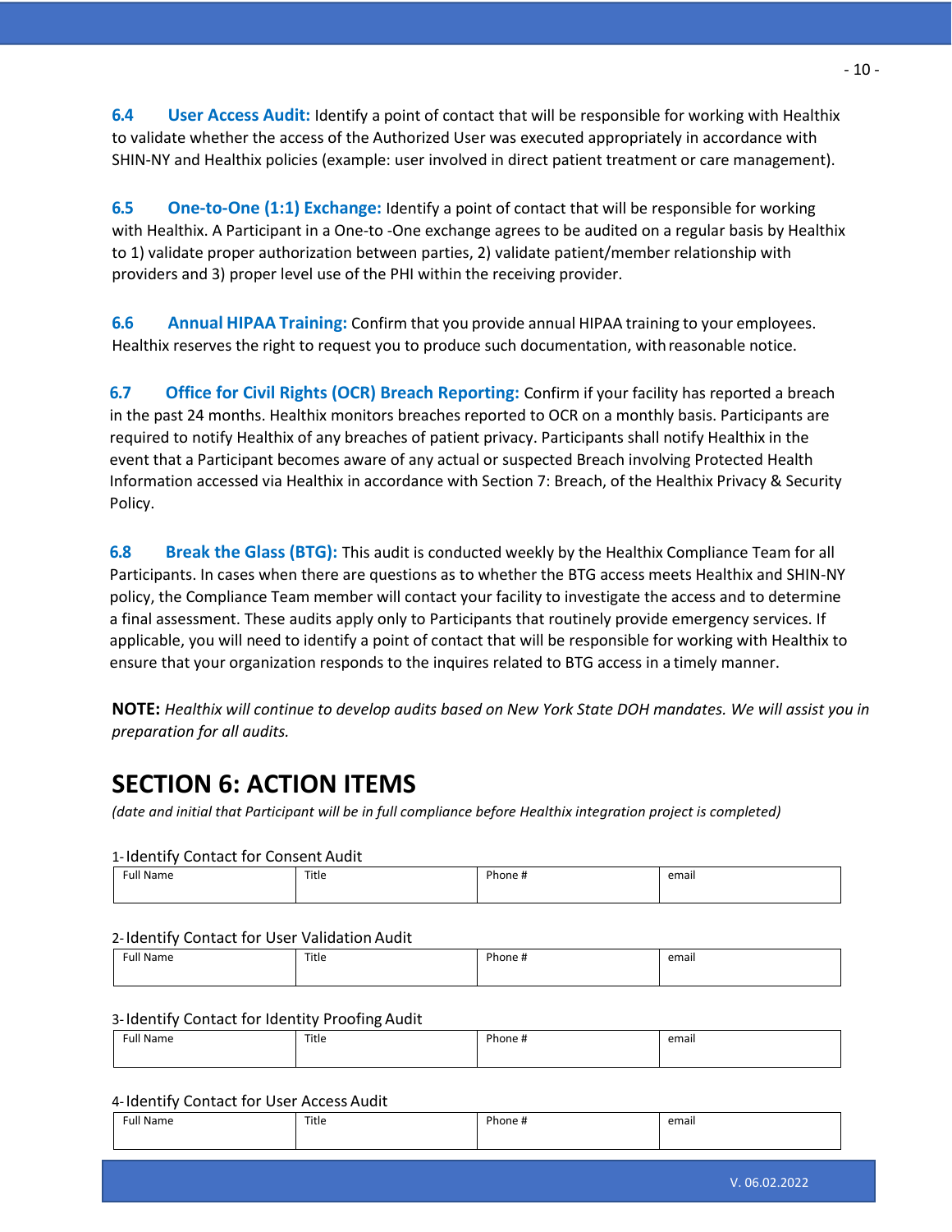**6.4 User Access Audit:** Identify a point of contact that will be responsible for working with Healthix to validate whether the access of the Authorized User was executed appropriately in accordance with SHIN-NY and Healthix policies (example: user involved in direct patient treatment or care management).

**6.5 One-to-One (1:1) Exchange:** Identify a point of contact that will be responsible for working with Healthix. A Participant in a One-to -One exchange agrees to be audited on a regular basis by Healthix to 1) validate proper authorization between parties, 2) validate patient/member relationship with providers and 3) proper level use of the PHI within the receiving provider.

**6.6 Annual HIPAA Training:** Confirm that you provide annual HIPAA training to your employees. Healthix reserves the right to request you to produce such documentation, with reasonable notice.

**6.7 Office for Civil Rights (OCR) Breach Reporting:** Confirm if your facility has reported a breach in the past 24 months. Healthix monitors breaches reported to OCR on a monthly basis. Participants are required to notify Healthix of any breaches of patient privacy. Participants shall notify Healthix in the event that a Participant becomes aware of any actual or suspected Breach involving Protected Health Information accessed via Healthix in accordance with Section 7: Breach, of the Healthix Privacy & Security Policy.

**6.8 Break the Glass (BTG):** This audit is conducted weekly by the Healthix Compliance Team for all Participants. In cases when there are questions as to whether the BTG access meets Healthix and SHIN-NY policy, the Compliance Team member will contact your facility to investigate the access and to determine a final assessment. These audits apply only to Participants that routinely provide emergency services. If applicable, you will need to identify a point of contact that will be responsible for working with Healthix to ensure that your organization responds to the inquires related to BTG access in a timely manner.

**NOTE:** *Healthix will continue to develop audits based on New York State DOH mandates. We will assist you in preparation for all audits.*

# SECTION 6: ACTION ITEMS

*(date and initial that Participant will be in full compliance before Healthix integration project is completed)*

1- Identify Contact for Consent Audit

| Full Name | Title | Phone # | email |
| --- | --- | --- | --- |
| | | | |

2- Identify Contact for User Validation Audit

| Full Name | Title | Phone # | email |
| --- | --- | --- | --- |
| | | | |

3- Identify Contact for Identity Proofing Audit

| Full Name | Title | Phone # | email |
| --- | --- | --- | --- |
| | | | |

4- Identify Contact for User Access Audit

| Full Name | Title | Phone # | email |
| --- | --- | --- | --- |
| | | | |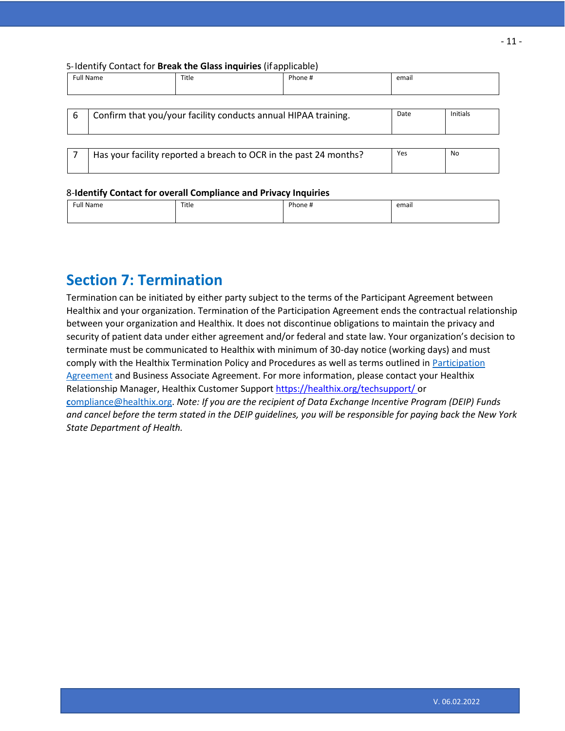5-Identify Contact for **Break the Glass inquiries** (if applicable)

| Full Name | Title | Phone # | email |
| --- | --- | --- | --- |
| | | | |

| | | Date | Initials |
| --- | --- | --- | --- |
| 6 | Confirm that you/your facility conducts annual HIPAA training. | | |

| | | Yes | No |
| --- | --- | --- | --- |
| 7 | Has your facility reported a breach to OCR in the past 24 months? | | |

8-**Identify Contact for overall Compliance and Privacy Inquiries**

| Full Name | Title | Phone # | email |
| --- | --- | --- | --- |
| | | | |

## Section 7: Termination

Termination can be initiated by either party subject to the terms of the Participant Agreement between Healthix and your organization. Termination of the Participation Agreement ends the contractual relationship between your organization and Healthix. It does not discontinue obligations to maintain the privacy and security of patient data under either agreement and/or federal and state law. Your organization's decision to terminate must be communicated to Healthix with minimum of 30-day notice (working days) and must comply with the Healthix Termination Policy and Procedures as well as terms outlined in Participation Agreement and Business Associate Agreement. For more information, please contact your Healthix Relationship Manager, Healthix Customer Support https://healthix.org/techsupport/ or compliance@healthix.org. *Note: If you are the recipient of Data Exchange Incentive Program (DEIP) Funds and cancel before the term stated in the DEIP guidelines, you will be responsible for paying back the New York State Department of Health.*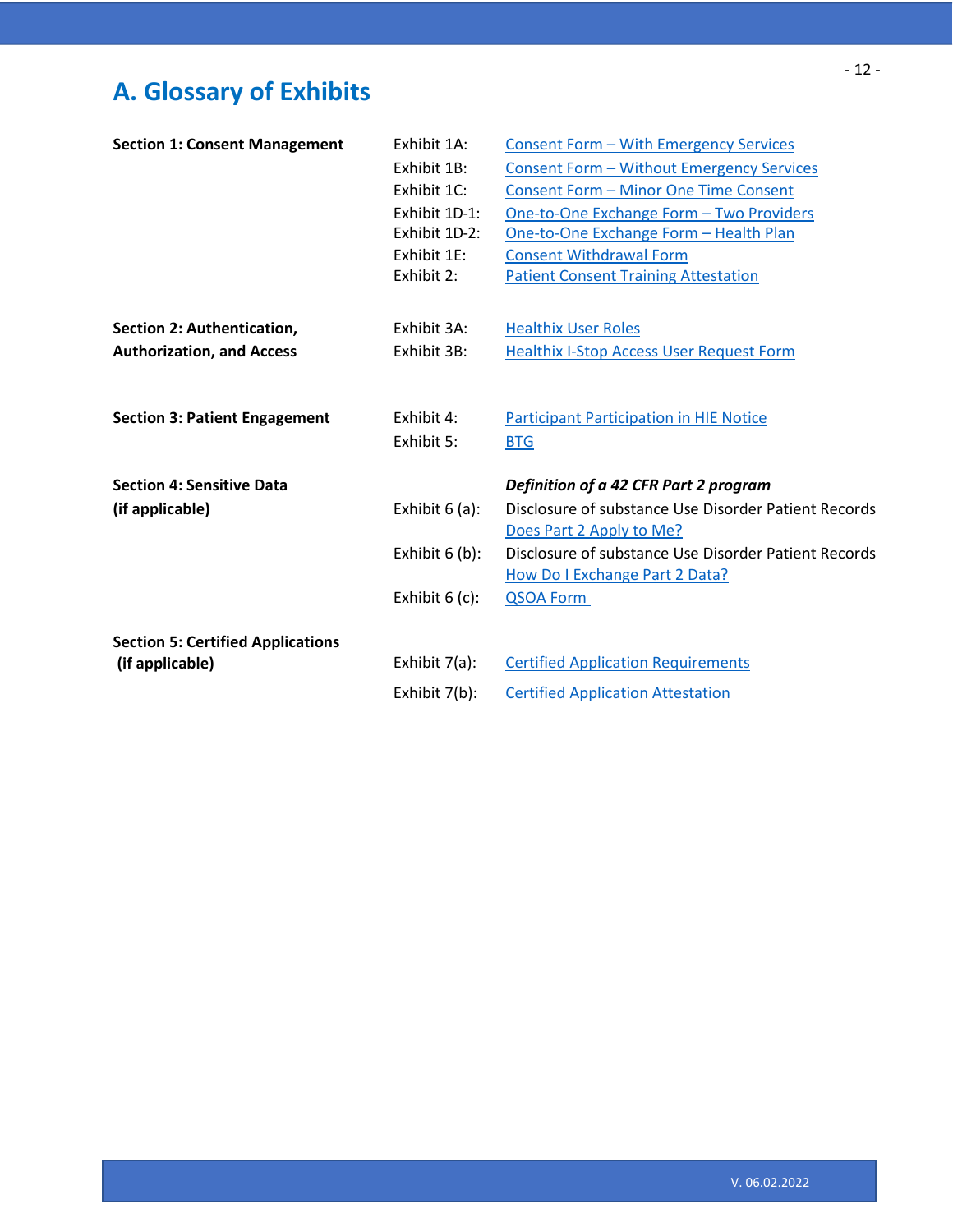## A. Glossary of Exhibits

| | | |
|---|---|---|
| **Section 1: Consent Management** | Exhibit 1A: | Consent Form – With Emergency Services |
| | Exhibit 1B: | Consent Form – Without Emergency Services |
| | Exhibit 1C: | Consent Form – Minor One Time Consent |
| | Exhibit 1D-1: | One-to-One Exchange Form – Two Providers |
| | Exhibit 1D-2: | One-to-One Exchange Form – Health Plan |
| | Exhibit 1E: | Consent Withdrawal Form |
| | Exhibit 2: | Patient Consent Training Attestation |
| **Section 2: Authentication, Authorization, and Access** | Exhibit 3A: | Healthix User Roles |
| | Exhibit 3B: | Healthix I-Stop Access User Request Form |
| **Section 3: Patient Engagement** | Exhibit 4: | Participant Participation in HIE Notice |
| | Exhibit 5: | BTG |
| **Section 4: Sensitive Data (if applicable)** | | ***Definition of a 42 CFR Part 2 program*** |
| | Exhibit 6 (a): | Disclosure of substance Use Disorder Patient Records Does Part 2 Apply to Me? |
| | Exhibit 6 (b): | Disclosure of substance Use Disorder Patient Records How Do I Exchange Part 2 Data? |
| | Exhibit 6 (c): | QSOA Form |
| **Section 5: Certified Applications (if applicable)** | Exhibit 7(a): | Certified Application Requirements |
| | Exhibit 7(b): | Certified Application Attestation |